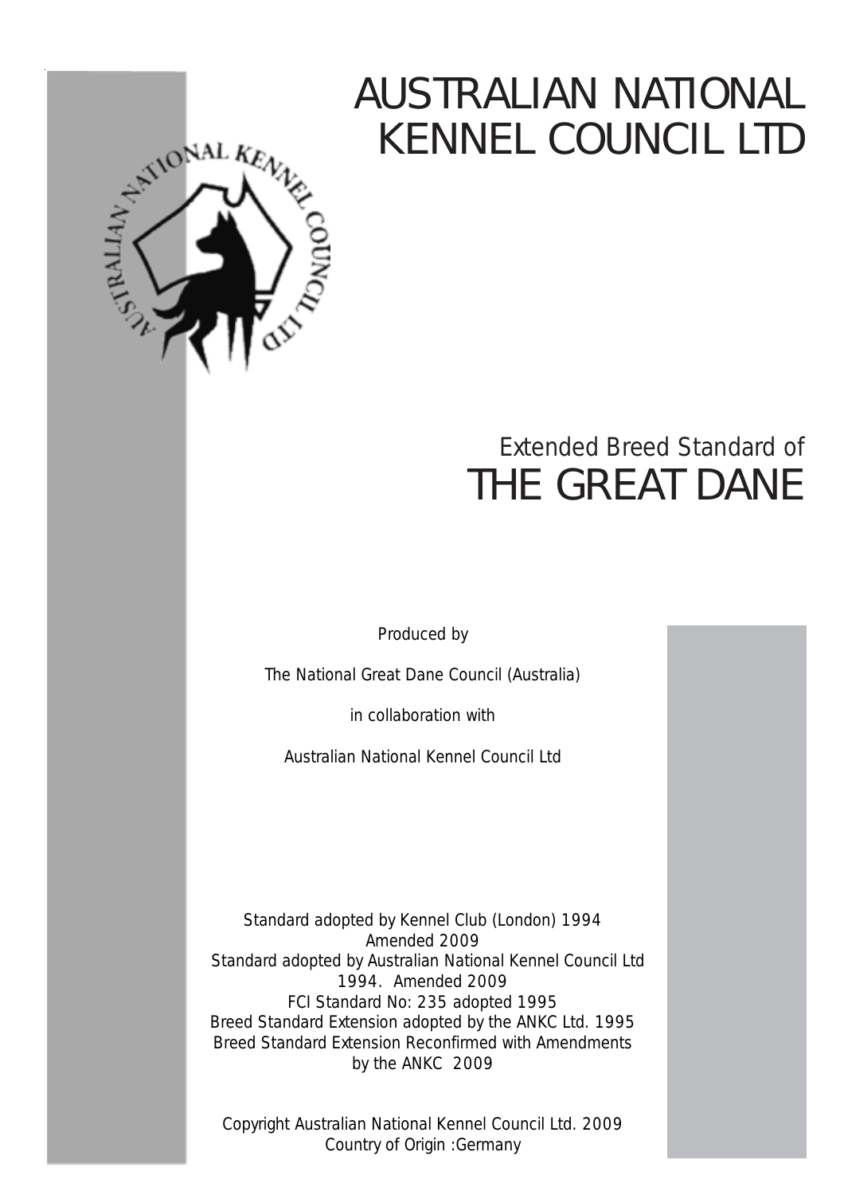# AUSTRALIAN NATIONAL KENNEL COUNCIL LTD

Extended Breed Standard of

# THE GREAT DANE

Produced by

The National Great Dane Council (Australia)

in collaboration with

Australian National Kennel Council Ltd

Standard adopted by Kennel Club (London) 1994
Amended 2009
Standard adopted by Australian National Kennel Council Ltd
1994. Amended 2009
FCI Standard No: 235 adopted 1995
Breed Standard Extension adopted by the ANKC Ltd. 1995
Breed Standard Extension Reconfirmed with Amendments
by the ANKC 2009

Copyright Australian National Kennel Council Ltd. 2009
Country of Origin :Germany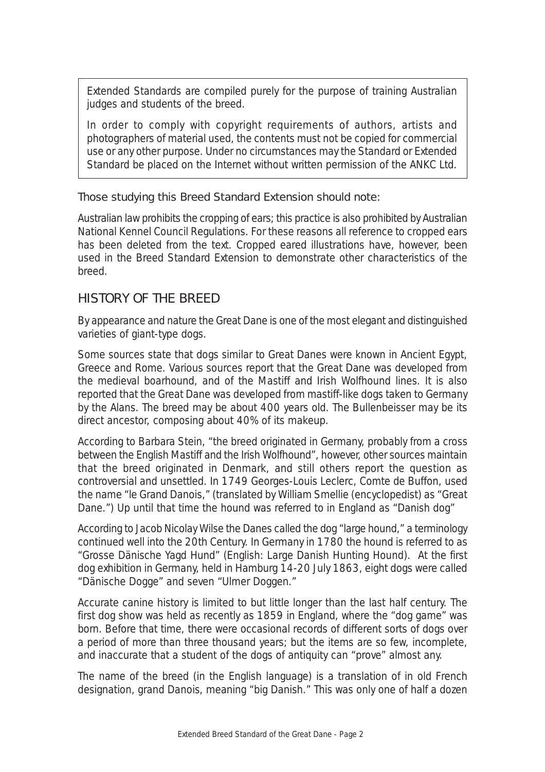Extended Standards are compiled purely for the purpose of training Australian judges and students of the breed.

In order to comply with copyright requirements of authors, artists and photographers of material used, the contents must not be copied for commercial use or any other purpose. Under no circumstances may the Standard or Extended Standard be placed on the Internet without written permission of the ANKC Ltd.

Those studying this Breed Standard Extension should note:

Australian law prohibits the cropping of ears; this practice is also prohibited by Australian National Kennel Council Regulations. For these reasons all reference to cropped ears has been deleted from the text. Cropped eared illustrations have, however, been used in the Breed Standard Extension to demonstrate other characteristics of the breed.

## HISTORY OF THE BREED

By appearance and nature the Great Dane is one of the most elegant and distinguished varieties of giant-type dogs.

Some sources state that dogs similar to Great Danes were known in Ancient Egypt, Greece and Rome. Various sources report that the Great Dane was developed from the medieval boarhound, and of the Mastiff and Irish Wolfhound lines. It is also reported that the Great Dane was developed from mastiff-like dogs taken to Germany by the Alans. The breed may be about 400 years old. The Bullenbeisser may be its direct ancestor, composing about 40% of its makeup.

According to Barbara Stein, "the breed originated in Germany, probably from a cross between the English Mastiff and the Irish Wolfhound", however, other sources maintain that the breed originated in Denmark, and still others report the question as controversial and unsettled. In 1749 Georges-Louis Leclerc, Comte de Buffon, used the name "le Grand Danois," (translated by William Smellie (encyclopedist) as "Great Dane.") Up until that time the hound was referred to in England as "Danish dog"

According to Jacob Nicolay Wilse the Danes called the dog "large hound," a terminology continued well into the 20th Century. In Germany in 1780 the hound is referred to as "Grosse Dänische Yagd Hund" (English: Large Danish Hunting Hound). At the first dog exhibition in Germany, held in Hamburg 14-20 July 1863, eight dogs were called "Dänische Dogge" and seven "Ulmer Doggen."

Accurate canine history is limited to but little longer than the last half century. The first dog show was held as recently as 1859 in England, where the "dog game" was born. Before that time, there were occasional records of different sorts of dogs over a period of more than three thousand years; but the items are so few, incomplete, and inaccurate that a student of the dogs of antiquity can "prove" almost any.

The name of the breed (in the English language) is a translation of in old French designation, grand Danois, meaning "big Danish." This was only one of half a dozen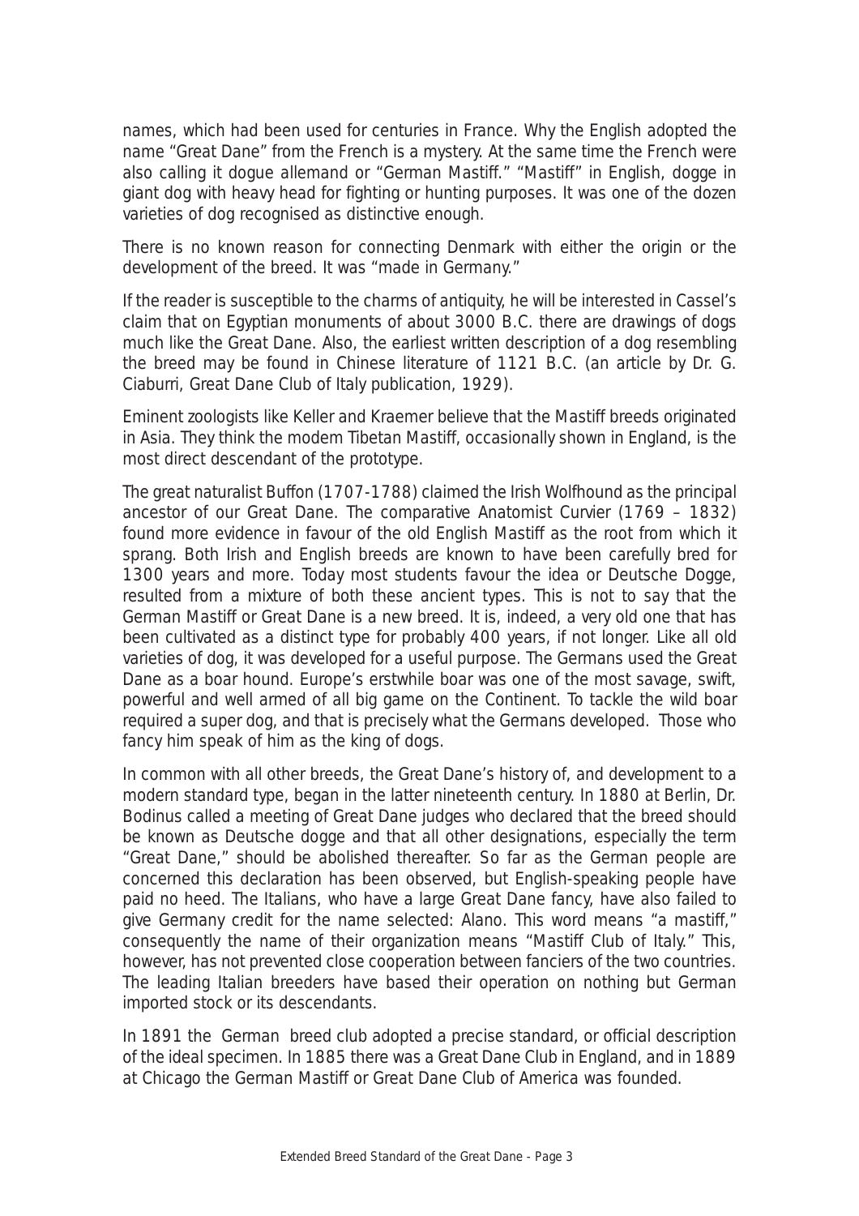names, which had been used for centuries in France. Why the English adopted the name "Great Dane" from the French is a mystery. At the same time the French were also calling it dogue allemand or "German Mastiff." "Mastiff" in English, dogge in giant dog with heavy head for fighting or hunting purposes. It was one of the dozen varieties of dog recognised as distinctive enough.

There is no known reason for connecting Denmark with either the origin or the development of the breed. It was "made in Germany."

If the reader is susceptible to the charms of antiquity, he will be interested in Cassel's claim that on Egyptian monuments of about 3000 B.C. there are drawings of dogs much like the Great Dane. Also, the earliest written description of a dog resembling the breed may be found in Chinese literature of 1121 B.C. (an article by Dr. G. Ciaburri, Great Dane Club of Italy publication, 1929).

Eminent zoologists like Keller and Kraemer believe that the Mastiff breeds originated in Asia. They think the modem Tibetan Mastiff, occasionally shown in England, is the most direct descendant of the prototype.

The great naturalist Buffon (1707-1788) claimed the Irish Wolfhound as the principal ancestor of our Great Dane. The comparative Anatomist Curvier (1769 – 1832) found more evidence in favour of the old English Mastiff as the root from which it sprang. Both Irish and English breeds are known to have been carefully bred for 1300 years and more. Today most students favour the idea or Deutsche Dogge, resulted from a mixture of both these ancient types. This is not to say that the German Mastiff or Great Dane is a new breed. It is, indeed, a very old one that has been cultivated as a distinct type for probably 400 years, if not longer. Like all old varieties of dog, it was developed for a useful purpose. The Germans used the Great Dane as a boar hound. Europe's erstwhile boar was one of the most savage, swift, powerful and well armed of all big game on the Continent. To tackle the wild boar required a super dog, and that is precisely what the Germans developed. Those who fancy him speak of him as the king of dogs.

In common with all other breeds, the Great Dane's history of, and development to a modern standard type, began in the latter nineteenth century. In 1880 at Berlin, Dr. Bodinus called a meeting of Great Dane judges who declared that the breed should be known as Deutsche dogge and that all other designations, especially the term "Great Dane," should be abolished thereafter. So far as the German people are concerned this declaration has been observed, but English-speaking people have paid no heed. The Italians, who have a large Great Dane fancy, have also failed to give Germany credit for the name selected: Alano. This word means "a mastiff," consequently the name of their organization means "Mastiff Club of Italy." This, however, has not prevented close cooperation between fanciers of the two countries. The leading Italian breeders have based their operation on nothing but German imported stock or its descendants.

In 1891 the German breed club adopted a precise standard, or official description of the ideal specimen. In 1885 there was a Great Dane Club in England, and in 1889 at Chicago the German Mastiff or Great Dane Club of America was founded.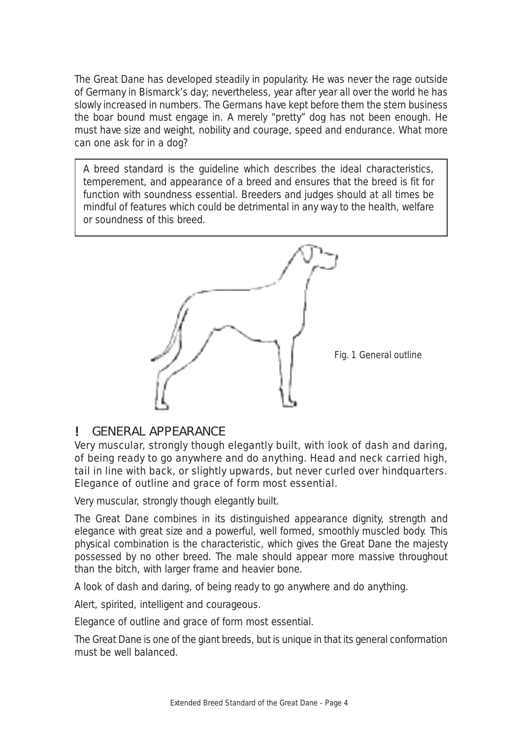The Great Dane has developed steadily in popularity. He was never the rage outside of Germany in Bismarck's day; nevertheless, year after year all over the world he has slowly increased in numbers. The Germans have kept before them the stern business the boar bound must engage in. A merely "pretty" dog has not been enough. He must have size and weight, nobility and courage, speed and endurance. What more can one ask for in a dog?

> A breed standard is the guideline which describes the ideal characteristics, temperement, and appearance of a breed and ensures that the breed is fit for function with soundness essential. Breeders and judges should at all times be mindful of features which could be detrimental in any way to the health, welfare or soundness of this breed.

Fig. 1 General outline

## ! GENERAL APPEARANCE

Very muscular, strongly though elegantly built, with look of dash and daring, of being ready to go anywhere and do anything. Head and neck carried high, tail in line with back, or slightly upwards, but never curled over hindquarters. Elegance of outline and grace of form most essential.

Very muscular, strongly though elegantly built.

The Great Dane combines in its distinguished appearance dignity, strength and elegance with great size and a powerful, well formed, smoothly muscled body. This physical combination is the characteristic, which gives the Great Dane the majesty possessed by no other breed. The male should appear more massive throughout than the bitch, with larger frame and heavier bone.

A look of dash and daring, of being ready to go anywhere and do anything.

Alert, spirited, intelligent and courageous.

Elegance of outline and grace of form most essential.

The Great Dane is one of the giant breeds, but is unique in that its general conformation must be well balanced.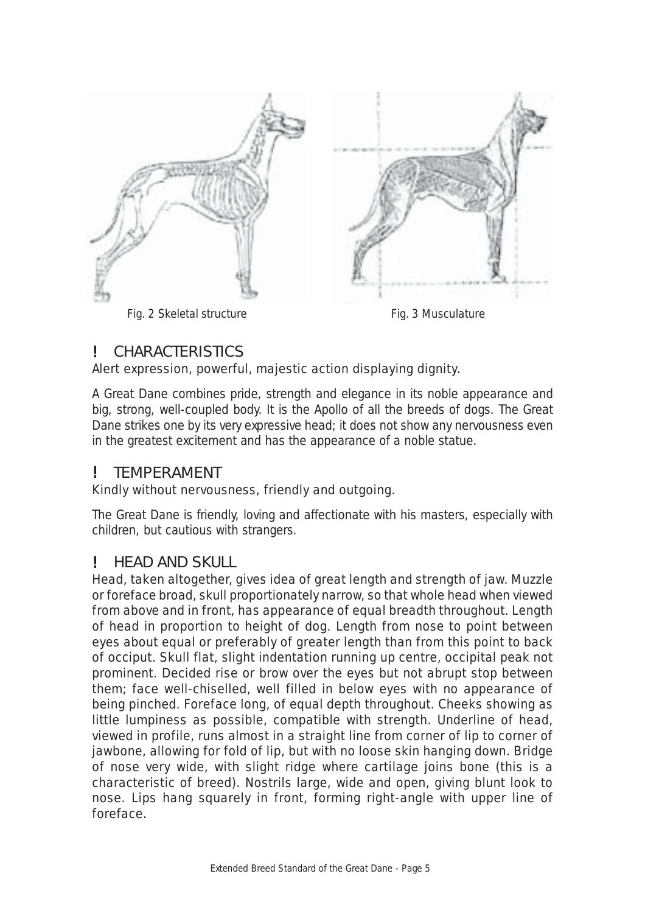Fig. 2 Skeletal structure

Fig. 3 Musculature

## ! CHARACTERISTICS

Alert expression, powerful, majestic action displaying dignity.

A Great Dane combines pride, strength and elegance in its noble appearance and big, strong, well-coupled body. It is the Apollo of all the breeds of dogs. The Great Dane strikes one by its very expressive head; it does not show any nervousness even in the greatest excitement and has the appearance of a noble statue.

## ! TEMPERAMENT

Kindly without nervousness, friendly and outgoing.

The Great Dane is friendly, loving and affectionate with his masters, especially with children, but cautious with strangers.

## ! HEAD AND SKULL

Head, taken altogether, gives idea of great length and strength of jaw. Muzzle or foreface broad, skull proportionately narrow, so that whole head when viewed from above and in front, has appearance of equal breadth throughout. Length of head in proportion to height of dog. Length from nose to point between eyes about equal or preferably of greater length than from this point to back of occiput. Skull flat, slight indentation running up centre, occipital peak not prominent. Decided rise or brow over the eyes but not abrupt stop between them; face well-chiselled, well filled in below eyes with no appearance of being pinched. Foreface long, of equal depth throughout. Cheeks showing as little lumpiness as possible, compatible with strength. Underline of head, viewed in profile, runs almost in a straight line from corner of lip to corner of jawbone, allowing for fold of lip, but with no loose skin hanging down. Bridge of nose very wide, with slight ridge where cartilage joins bone (this is a characteristic of breed). Nostrils large, wide and open, giving blunt look to nose. Lips hang squarely in front, forming right-angle with upper line of foreface.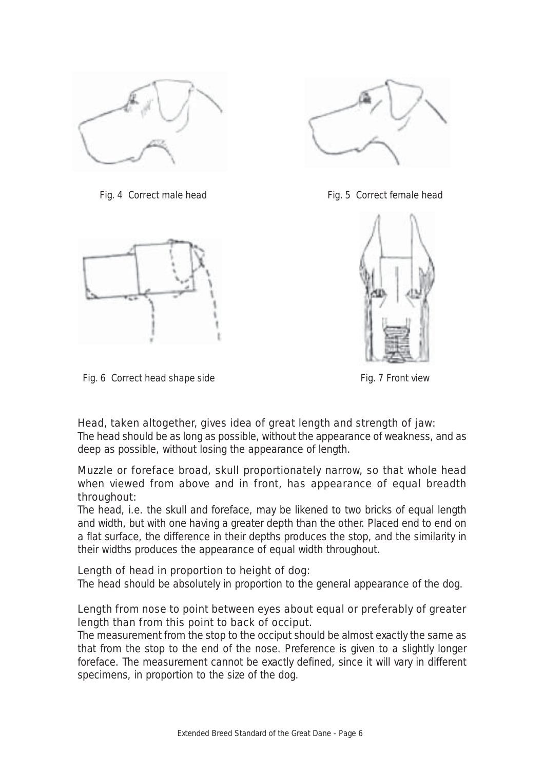Fig. 4 Correct male head

Fig. 5 Correct female head

Fig. 6 Correct head shape side

Fig. 7 Front view

### Head, taken altogether, gives idea of great length and strength of jaw:

The head should be as long as possible, without the appearance of weakness, and as deep as possible, without losing the appearance of length.

### Muzzle or foreface broad, skull proportionately narrow, so that whole head when viewed from above and in front, has appearance of equal breadth throughout:

The head, i.e. the skull and foreface, may be likened to two bricks of equal length and width, but with one having a greater depth than the other. Placed end to end on a flat surface, the difference in their depths produces the stop, and the similarity in their widths produces the appearance of equal width throughout.

### Length of head in proportion to height of dog:

The head should be absolutely in proportion to the general appearance of the dog.

### Length from nose to point between eyes about equal or preferably of greater length than from this point to back of occiput.

The measurement from the stop to the occiput should be almost exactly the same as that from the stop to the end of the nose. Preference is given to a slightly longer foreface. The measurement cannot be exactly defined, since it will vary in different specimens, in proportion to the size of the dog.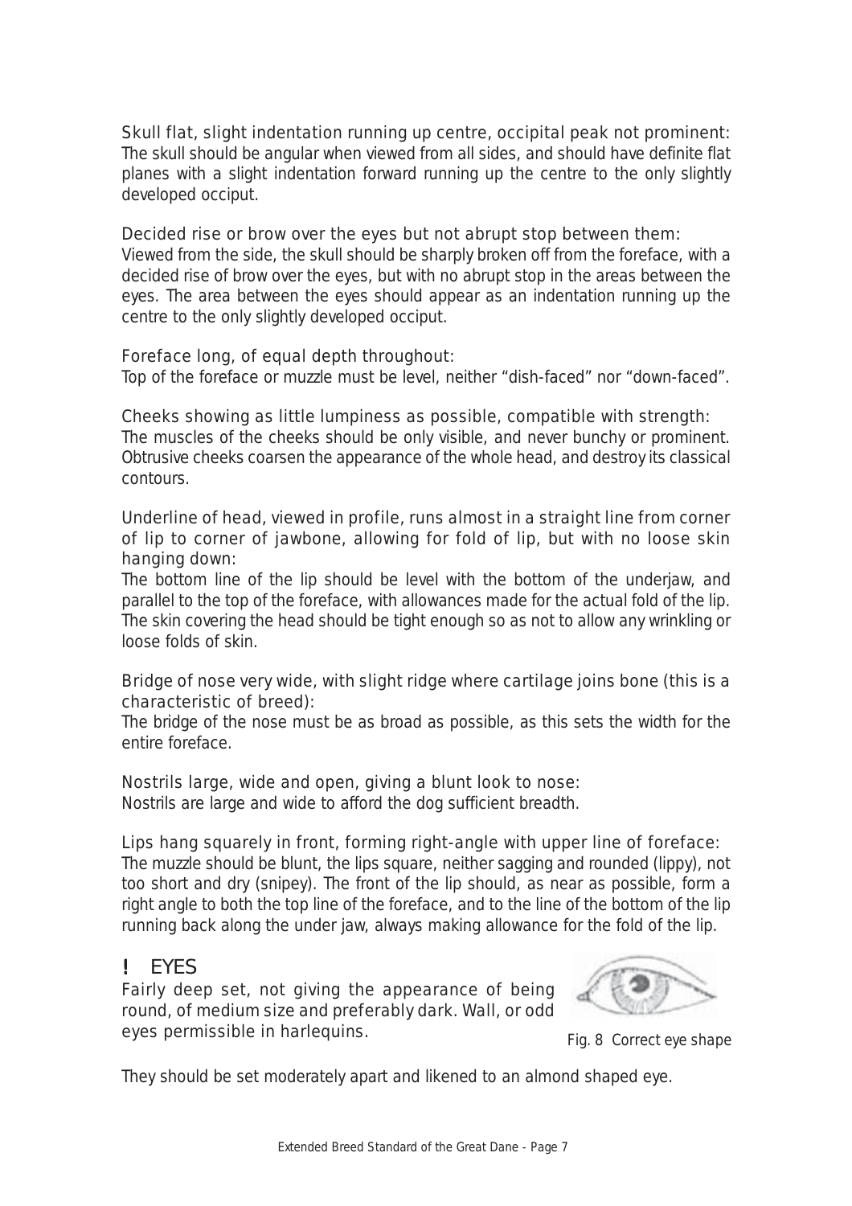Skull flat, slight indentation running up centre, occipital peak not prominent:
The skull should be angular when viewed from all sides, and should have definite flat planes with a slight indentation forward running up the centre to the only slightly developed occiput.

Decided rise or brow over the eyes but not abrupt stop between them:
Viewed from the side, the skull should be sharply broken off from the foreface, with a decided rise of brow over the eyes, but with no abrupt stop in the areas between the eyes. The area between the eyes should appear as an indentation running up the centre to the only slightly developed occiput.

Foreface long, of equal depth throughout:
Top of the foreface or muzzle must be level, neither "dish-faced" nor "down-faced".

Cheeks showing as little lumpiness as possible, compatible with strength:
The muscles of the cheeks should be only visible, and never bunchy or prominent. Obtrusive cheeks coarsen the appearance of the whole head, and destroy its classical contours.

Underline of head, viewed in profile, runs almost in a straight line from corner of lip to corner of jawbone, allowing for fold of lip, but with no loose skin hanging down:
The bottom line of the lip should be level with the bottom of the underjaw, and parallel to the top of the foreface, with allowances made for the actual fold of the lip. The skin covering the head should be tight enough so as not to allow any wrinkling or loose folds of skin.

Bridge of nose very wide, with slight ridge where cartilage joins bone (this is a characteristic of breed):
The bridge of the nose must be as broad as possible, as this sets the width for the entire foreface.

Nostrils large, wide and open, giving a blunt look to nose:
Nostrils are large and wide to afford the dog sufficient breadth.

Lips hang squarely in front, forming right-angle with upper line of foreface:
The muzzle should be blunt, the lips square, neither sagging and rounded (lippy), not too short and dry (snipey). The front of the lip should, as near as possible, form a right angle to both the top line of the foreface, and to the line of the bottom of the lip running back along the under jaw, always making allowance for the fold of the lip.

## ! EYES

Fairly deep set, not giving the appearance of being round, of medium size and preferably dark. Wall, or odd eyes permissible in harlequins.

Fig. 8 Correct eye shape

They should be set moderately apart and likened to an almond shaped eye.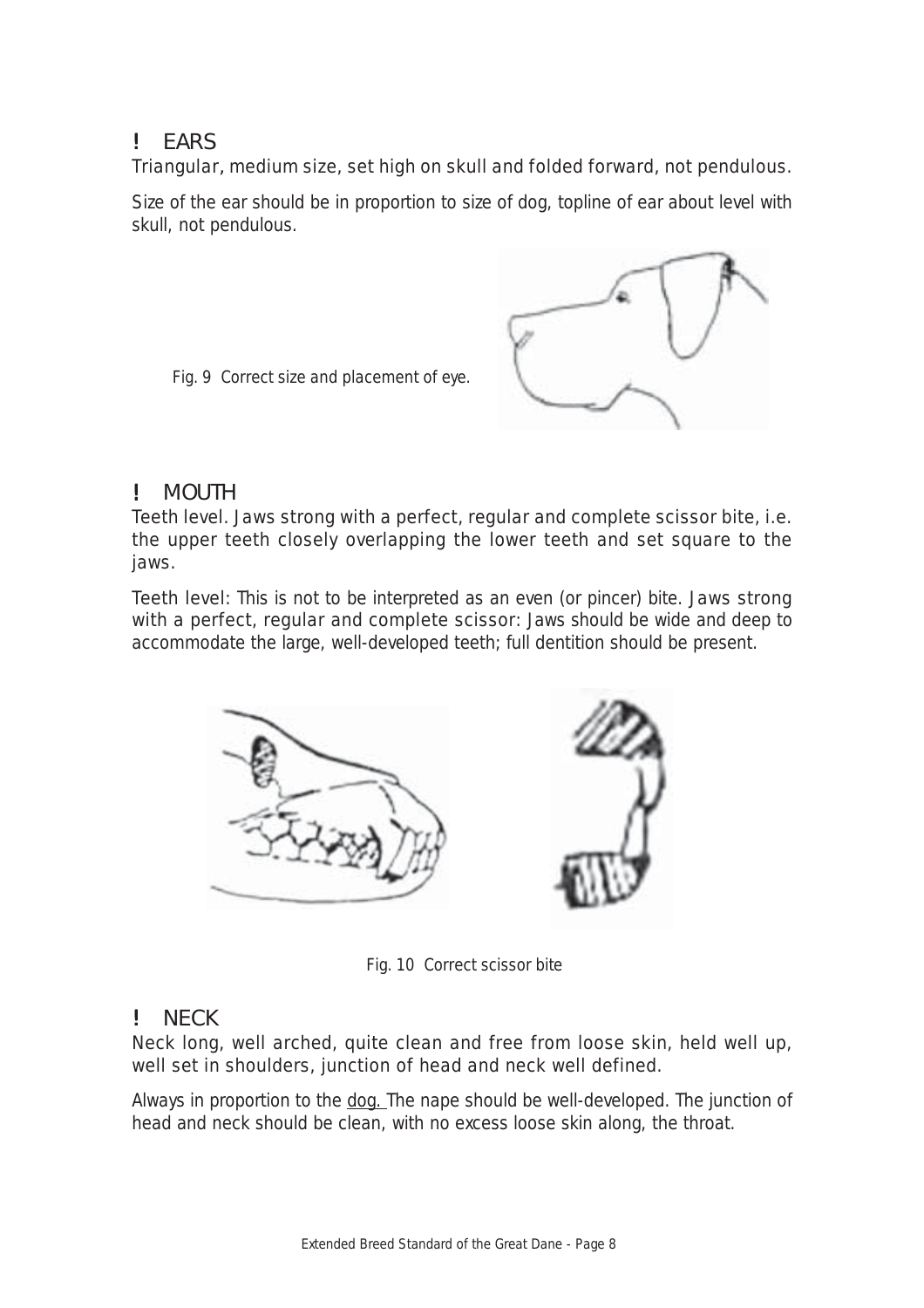## ! EARS

Triangular, medium size, set high on skull and folded forward, not pendulous.

Size of the ear should be in proportion to size of dog, topline of ear about level with skull, not pendulous.

Fig. 9 Correct size and placement of eye.

## ! MOUTH

Teeth level. Jaws strong with a perfect, regular and complete scissor bite, i.e. the upper teeth closely overlapping the lower teeth and set square to the jaws.

Teeth level: This is not to be interpreted as an even (or pincer) bite. Jaws strong with a perfect, regular and complete scissor: Jaws should be wide and deep to accommodate the large, well-developed teeth; full dentition should be present.

Fig. 10 Correct scissor bite

## ! NECK

Neck long, well arched, quite clean and free from loose skin, held well up, well set in shoulders, junction of head and neck well defined.

Always in proportion to the dog. The nape should be well-developed. The junction of head and neck should be clean, with no excess loose skin along, the throat.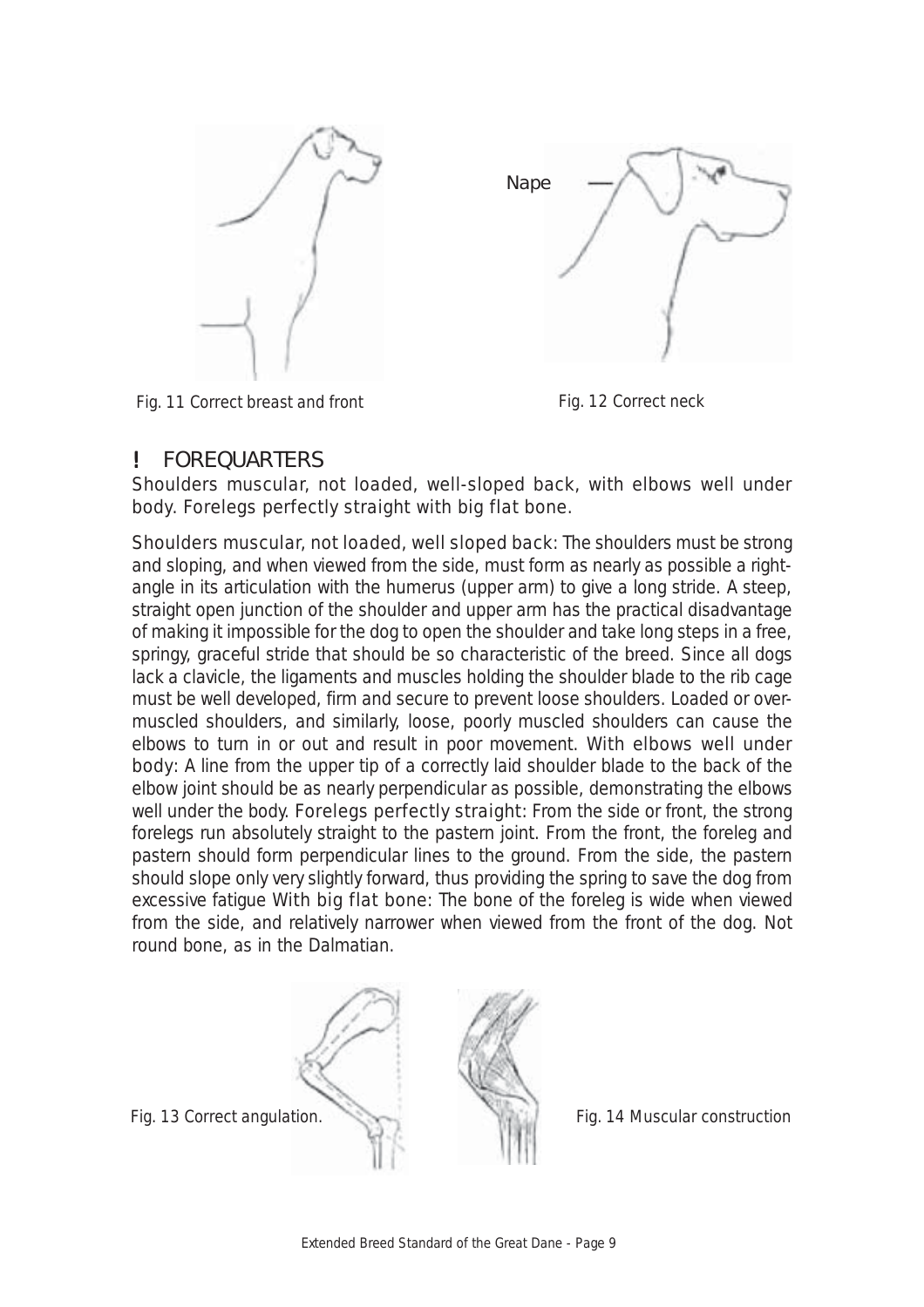Nape

Fig. 11 Correct breast and front

Fig. 12 Correct neck

## ! FOREQUARTERS

Shoulders muscular, not loaded, well-sloped back, with elbows well under body. Forelegs perfectly straight with big flat bone.

Shoulders muscular, not loaded, well sloped back: The shoulders must be strong and sloping, and when viewed from the side, must form as nearly as possible a right-angle in its articulation with the humerus (upper arm) to give a long stride. A steep, straight open junction of the shoulder and upper arm has the practical disadvantage of making it impossible for the dog to open the shoulder and take long steps in a free, springy, graceful stride that should be so characteristic of the breed. Since all dogs lack a clavicle, the ligaments and muscles holding the shoulder blade to the rib cage must be well developed, firm and secure to prevent loose shoulders. Loaded or over-muscled shoulders, and similarly, loose, poorly muscled shoulders can cause the elbows to turn in or out and result in poor movement. With elbows well under body: A line from the upper tip of a correctly laid shoulder blade to the back of the elbow joint should be as nearly perpendicular as possible, demonstrating the elbows well under the body. Forelegs perfectly straight: From the side or front, the strong forelegs run absolutely straight to the pastern joint. From the front, the foreleg and pastern should form perpendicular lines to the ground. From the side, the pastern should slope only very slightly forward, thus providing the spring to save the dog from excessive fatigue With big flat bone: The bone of the foreleg is wide when viewed from the side, and relatively narrower when viewed from the front of the dog. Not round bone, as in the Dalmatian.

Fig. 13 Correct angulation.

Fig. 14 Muscular construction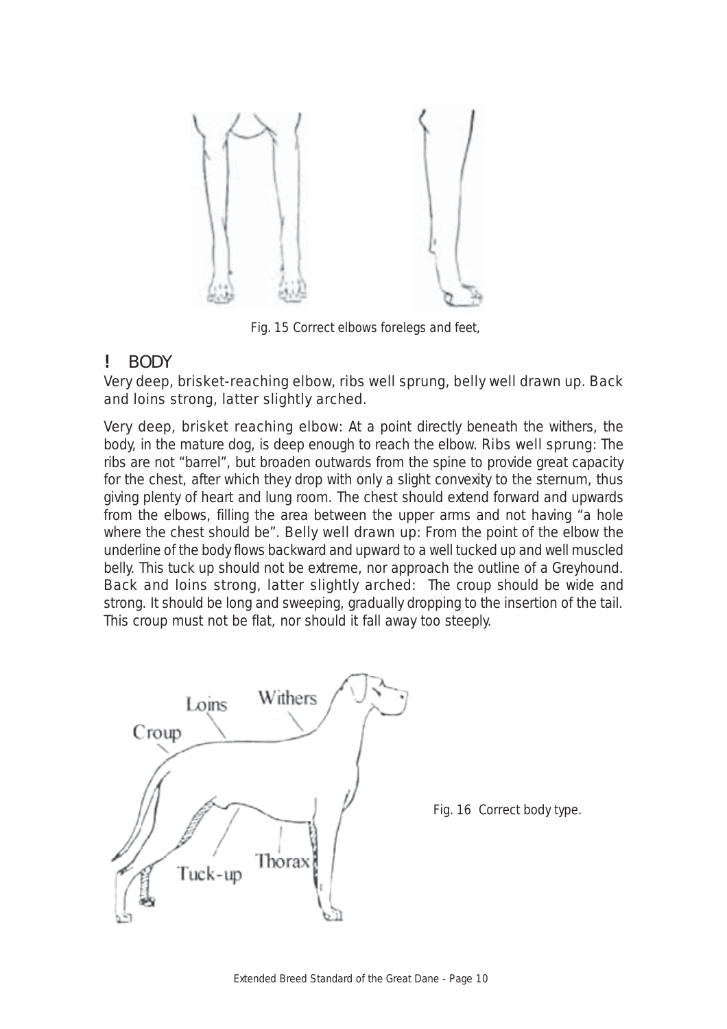Fig. 15 Correct elbows forelegs and feet,

## ! BODY

Very deep, brisket-reaching elbow, ribs well sprung, belly well drawn up. Back and loins strong, latter slightly arched.

Very deep, brisket reaching elbow: At a point directly beneath the withers, the body, in the mature dog, is deep enough to reach the elbow. Ribs well sprung: The ribs are not "barrel", but broaden outwards from the spine to provide great capacity for the chest, after which they drop with only a slight convexity to the sternum, thus giving plenty of heart and lung room. The chest should extend forward and upwards from the elbows, filling the area between the upper arms and not having "a hole where the chest should be". Belly well drawn up: From the point of the elbow the underline of the body flows backward and upward to a well tucked up and well muscled belly. This tuck up should not be extreme, nor approach the outline of a Greyhound. Back and loins strong, latter slightly arched: The croup should be wide and strong. It should be long and sweeping, gradually dropping to the insertion of the tail. This croup must not be flat, nor should it fall away too steeply.

Fig. 16 Correct body type.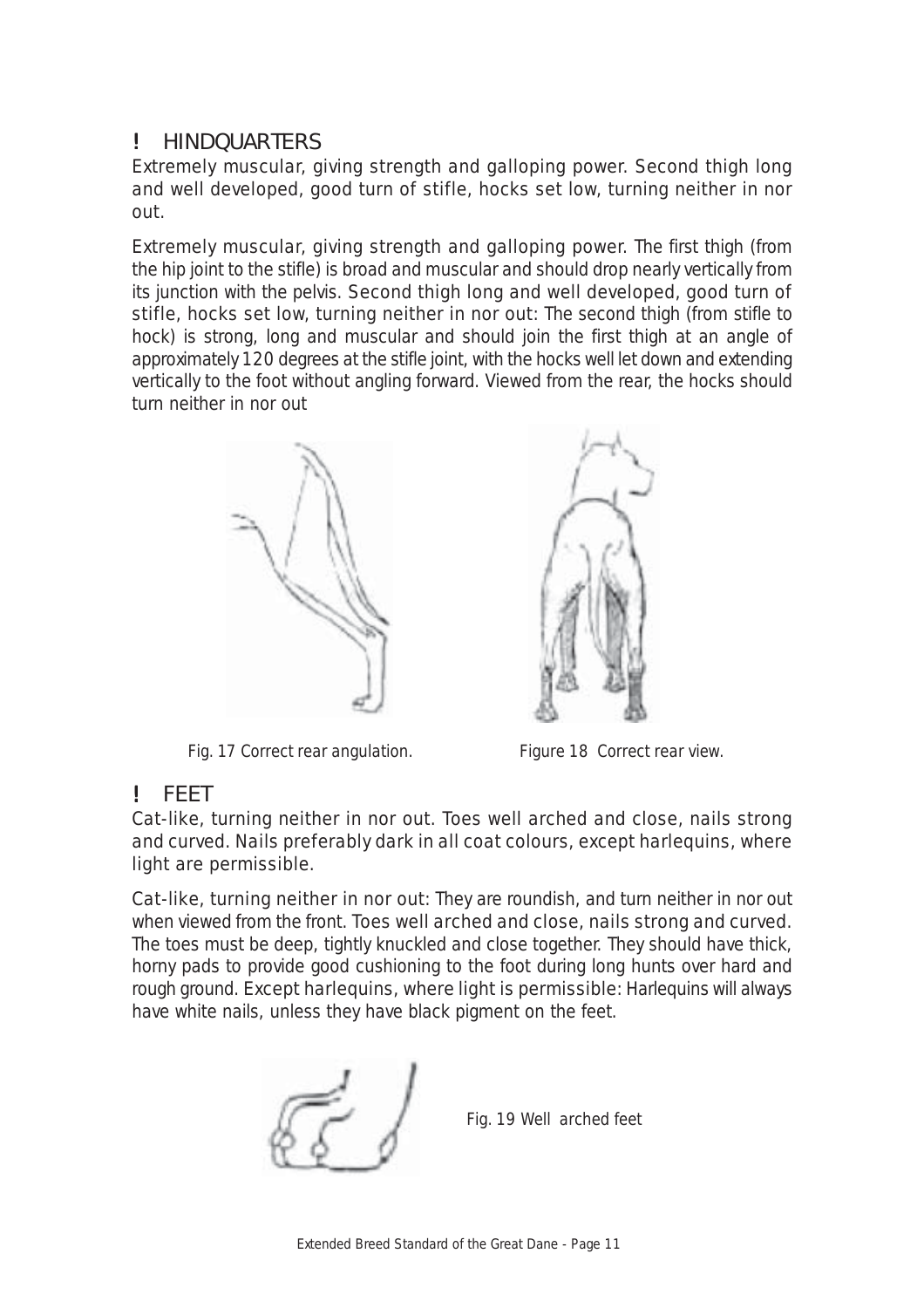## ! HINDQUARTERS

Extremely muscular, giving strength and galloping power. Second thigh long and well developed, good turn of stifle, hocks set low, turning neither in nor out.

Extremely muscular, giving strength and galloping power. The first thigh (from the hip joint to the stifle) is broad and muscular and should drop nearly vertically from its junction with the pelvis. Second thigh long and well developed, good turn of stifle, hocks set low, turning neither in nor out: The second thigh (from stifle to hock) is strong, long and muscular and should join the first thigh at an angle of approximately 120 degrees at the stifle joint, with the hocks well let down and extending vertically to the foot without angling forward. Viewed from the rear, the hocks should turn neither in nor out

Fig. 17 Correct rear angulation.

Figure 18 Correct rear view.

## ! FEET

Cat-like, turning neither in nor out. Toes well arched and close, nails strong and curved. Nails preferably dark in all coat colours, except harlequins, where light are permissible.

Cat-like, turning neither in nor out: They are roundish, and turn neither in nor out when viewed from the front. Toes well arched and close, nails strong and curved. The toes must be deep, tightly knuckled and close together. They should have thick, horny pads to provide good cushioning to the foot during long hunts over hard and rough ground. Except harlequins, where light is permissible: Harlequins will always have white nails, unless they have black pigment on the feet.

Fig. 19 Well arched feet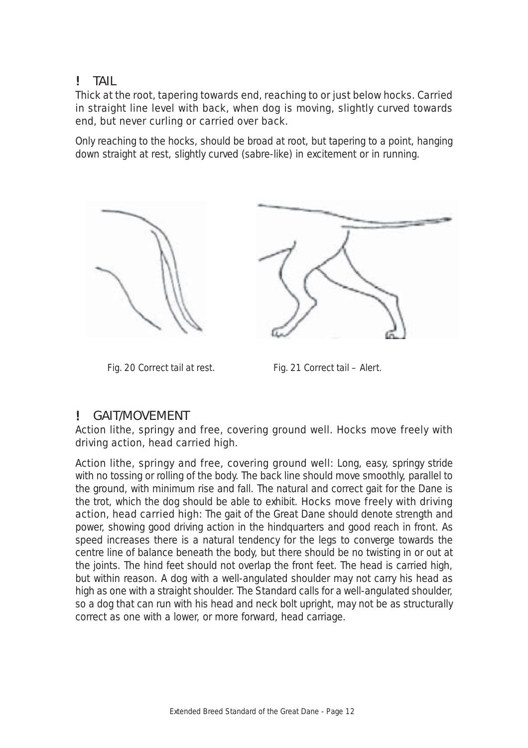## ! TAIL

Thick at the root, tapering towards end, reaching to or just below hocks. Carried in straight line level with back, when dog is moving, slightly curved towards end, but never curling or carried over back.

Only reaching to the hocks, should be broad at root, but tapering to a point, hanging down straight at rest, slightly curved (sabre-like) in excitement or in running.

Fig. 20 Correct tail at rest.

Fig. 21 Correct tail – Alert.

## ! GAIT/MOVEMENT

Action lithe, springy and free, covering ground well. Hocks move freely with driving action, head carried high.

Action lithe, springy and free, covering ground well: Long, easy, springy stride with no tossing or rolling of the body. The back line should move smoothly, parallel to the ground, with minimum rise and fall. The natural and correct gait for the Dane is the trot, which the dog should be able to exhibit. Hocks move freely with driving action, head carried high: The gait of the Great Dane should denote strength and power, showing good driving action in the hindquarters and good reach in front. As speed increases there is a natural tendency for the legs to converge towards the centre line of balance beneath the body, but there should be no twisting in or out at the joints. The hind feet should not overlap the front feet. The head is carried high, but within reason. A dog with a well-angulated shoulder may not carry his head as high as one with a straight shoulder. The Standard calls for a well-angulated shoulder, so a dog that can run with his head and neck bolt upright, may not be as structurally correct as one with a lower, or more forward, head carriage.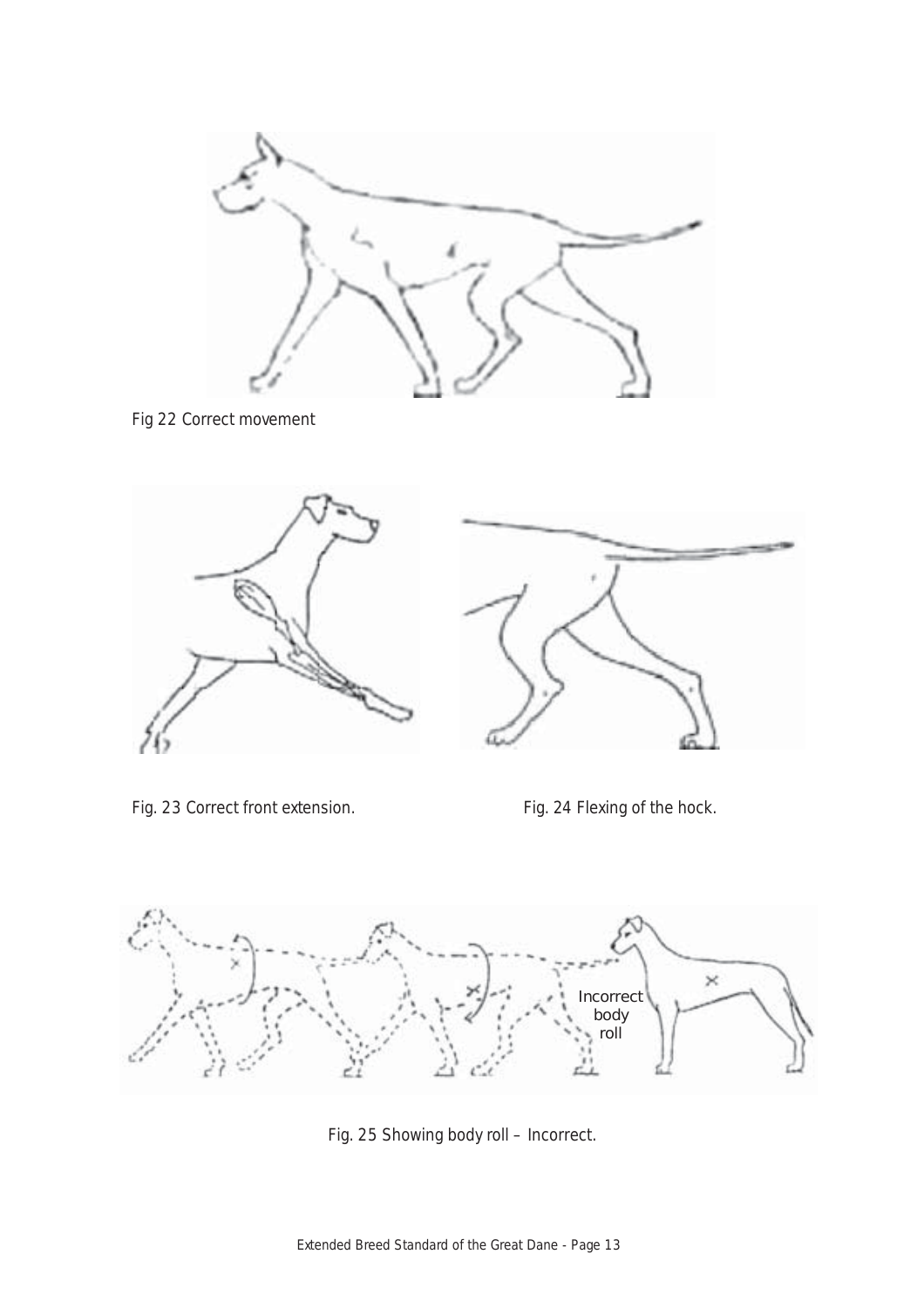Fig 22 Correct movement

Fig. 23 Correct front extension.

Fig. 24 Flexing of the hock.

Incorrect body roll

Fig. 25 Showing body roll – Incorrect.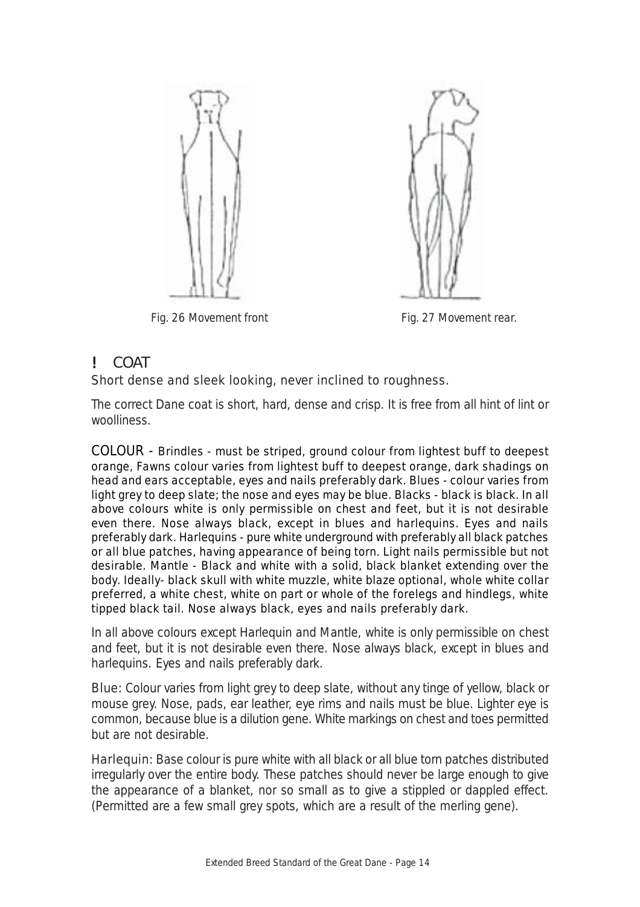Fig. 26 Movement front

Fig. 27 Movement rear.

## ! COAT

Short dense and sleek looking, never inclined to roughness.

The correct Dane coat is short, hard, dense and crisp. It is free from all hint of lint or woolliness.

COLOUR - Brindles - must be striped, ground colour from lightest buff to deepest orange, Fawns colour varies from lightest buff to deepest orange, dark shadings on head and ears acceptable, eyes and nails preferably dark. Blues - colour varies from light grey to deep slate; the nose and eyes may be blue. Blacks - black is black. In all above colours white is only permissible on chest and feet, but it is not desirable even there. Nose always black, except in blues and harlequins. Eyes and nails preferably dark. Harlequins - pure white underground with preferably all black patches or all blue patches, having appearance of being torn. Light nails permissible but not desirable. Mantle - Black and white with a solid, black blanket extending over the body. Ideally- black skull with white muzzle, white blaze optional, whole white collar preferred, a white chest, white on part or whole of the forelegs and hindlegs, white tipped black tail. Nose always black, eyes and nails preferably dark.

In all above colours except Harlequin and Mantle, white is only permissible on chest and feet, but it is not desirable even there. Nose always black, except in blues and harlequins. Eyes and nails preferably dark.

Blue: Colour varies from light grey to deep slate, without any tinge of yellow, black or mouse grey. Nose, pads, ear leather, eye rims and nails must be blue. Lighter eye is common, because blue is a dilution gene. White markings on chest and toes permitted but are not desirable.

Harlequin: Base colour is pure white with all black or all blue torn patches distributed irregularly over the entire body. These patches should never be large enough to give the appearance of a blanket, nor so small as to give a stippled or dappled effect. (Permitted are a few small grey spots, which are a result of the merling gene).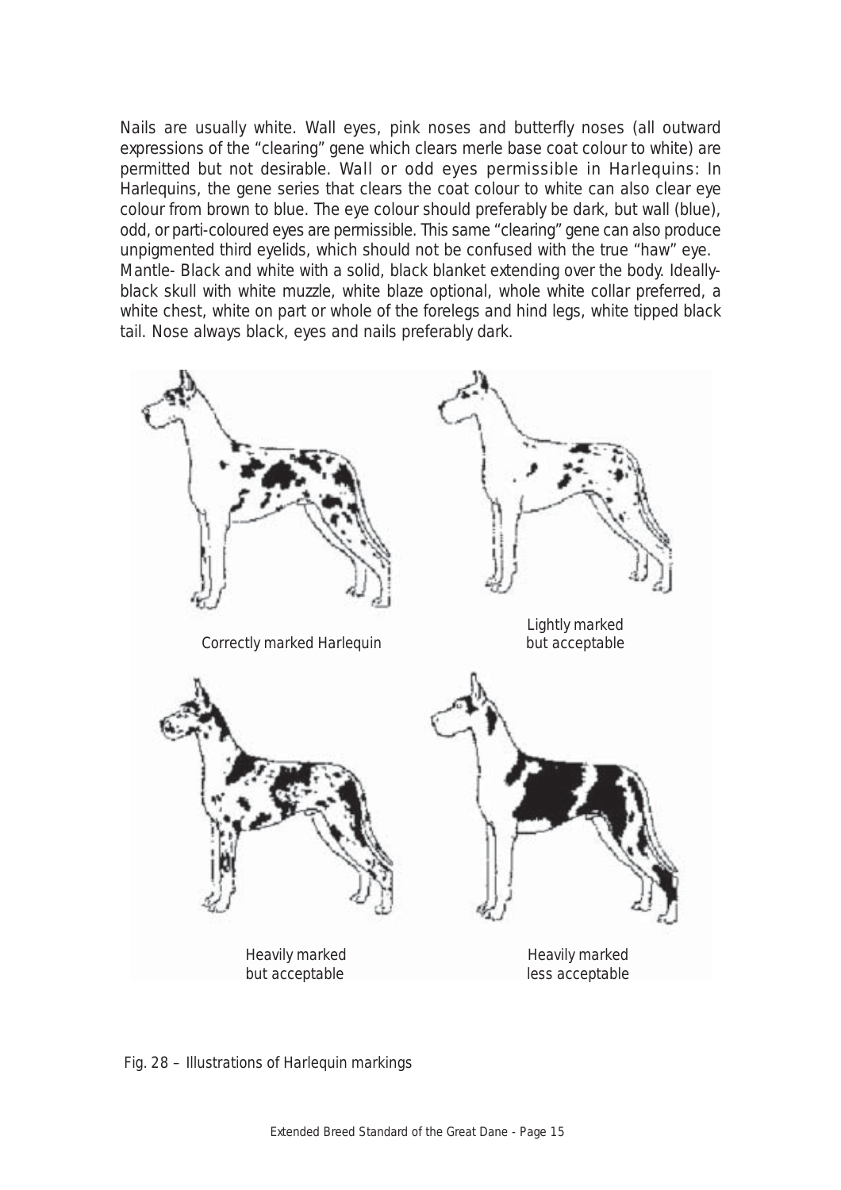Nails are usually white. Wall eyes, pink noses and butterfly noses (all outward expressions of the "clearing" gene which clears merle base coat colour to white) are permitted but not desirable. Wall or odd eyes permissible in Harlequins: In Harlequins, the gene series that clears the coat colour to white can also clear eye colour from brown to blue. The eye colour should preferably be dark, but wall (blue), odd, or parti-coloured eyes are permissible. This same "clearing" gene can also produce unpigmented third eyelids, which should not be confused with the true "haw" eye.

Mantle- Black and white with a solid, black blanket extending over the body. Ideally-black skull with white muzzle, white blaze optional, whole white collar preferred, a white chest, white on part or whole of the forelegs and hind legs, white tipped black tail. Nose always black, eyes and nails preferably dark.

Correctly marked Harlequin

Lightly marked but acceptable

Heavily marked but acceptable

Heavily marked less acceptable

Fig. 28 – Illustrations of Harlequin markings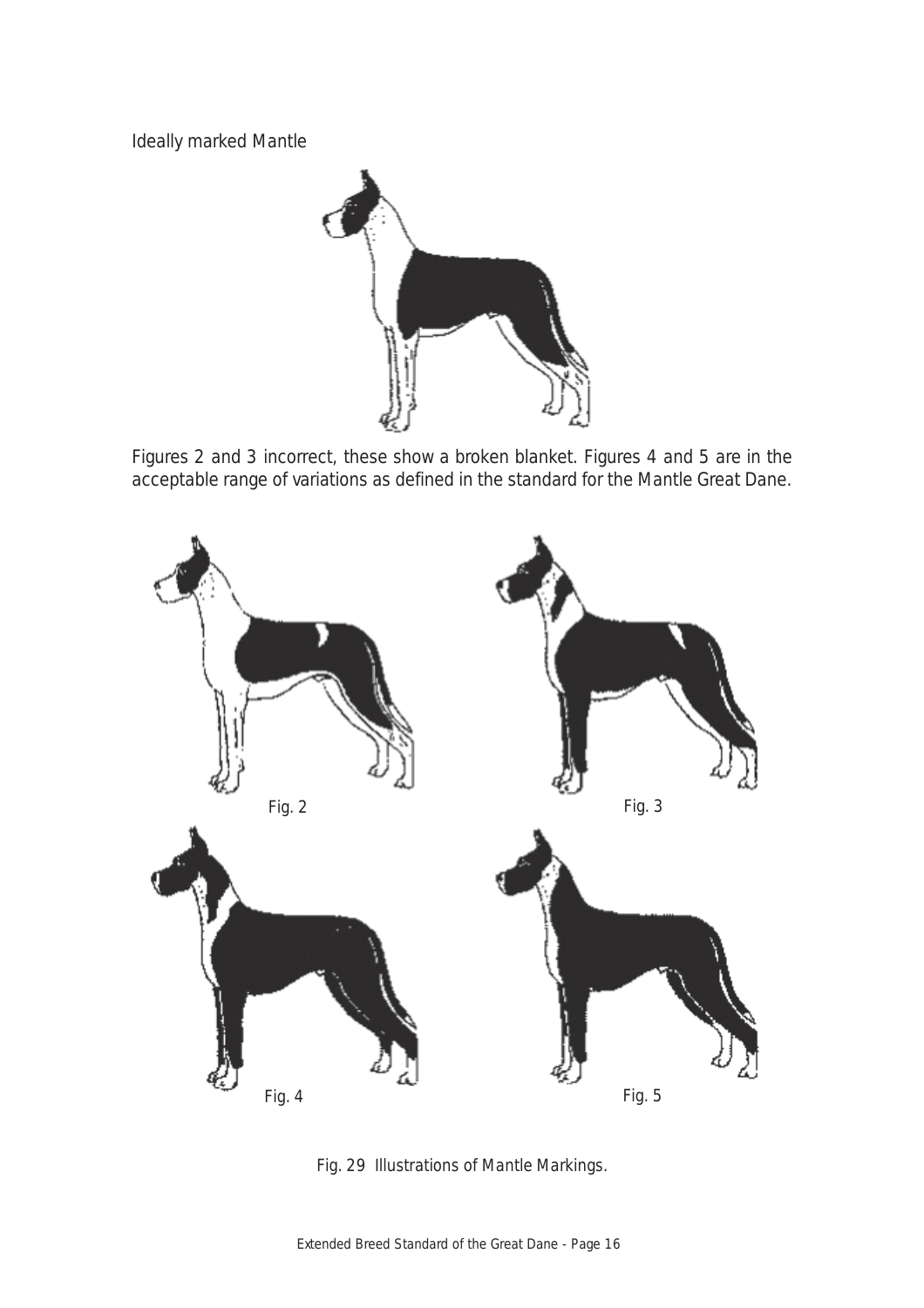Ideally marked Mantle

Figures 2 and 3 incorrect, these show a broken blanket. Figures 4 and 5 are in the acceptable range of variations as defined in the standard for the Mantle Great Dane.

Fig. 2

Fig. 3

Fig. 4

Fig. 5

Fig. 29 Illustrations of Mantle Markings.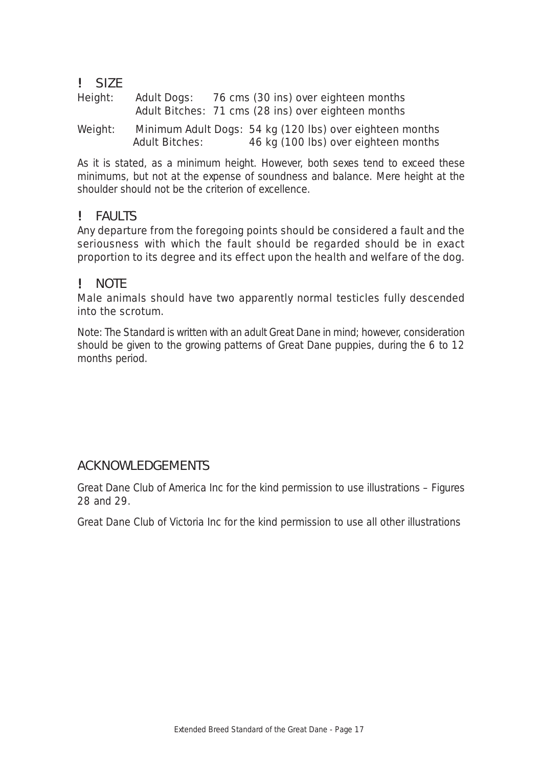## ! SIZE

Height: Adult Dogs: 76 cms (30 ins) over eighteen months
Adult Bitches: 71 cms (28 ins) over eighteen months

Weight: Minimum Adult Dogs: 54 kg (120 lbs) over eighteen months
Adult Bitches: 46 kg (100 lbs) over eighteen months

As it is stated, as a minimum height. However, both sexes tend to exceed these minimums, but not at the expense of soundness and balance. Mere height at the shoulder should not be the criterion of excellence.

## ! FAULTS

Any departure from the foregoing points should be considered a fault and the seriousness with which the fault should be regarded should be in exact proportion to its degree and its effect upon the health and welfare of the dog.

## ! NOTE

Male animals should have two apparently normal testicles fully descended into the scrotum.

Note: The Standard is written with an adult Great Dane in mind; however, consideration should be given to the growing patterns of Great Dane puppies, during the 6 to 12 months period.

## ACKNOWLEDGEMENTS

Great Dane Club of America Inc for the kind permission to use illustrations – Figures 28 and 29.

Great Dane Club of Victoria Inc for the kind permission to use all other illustrations